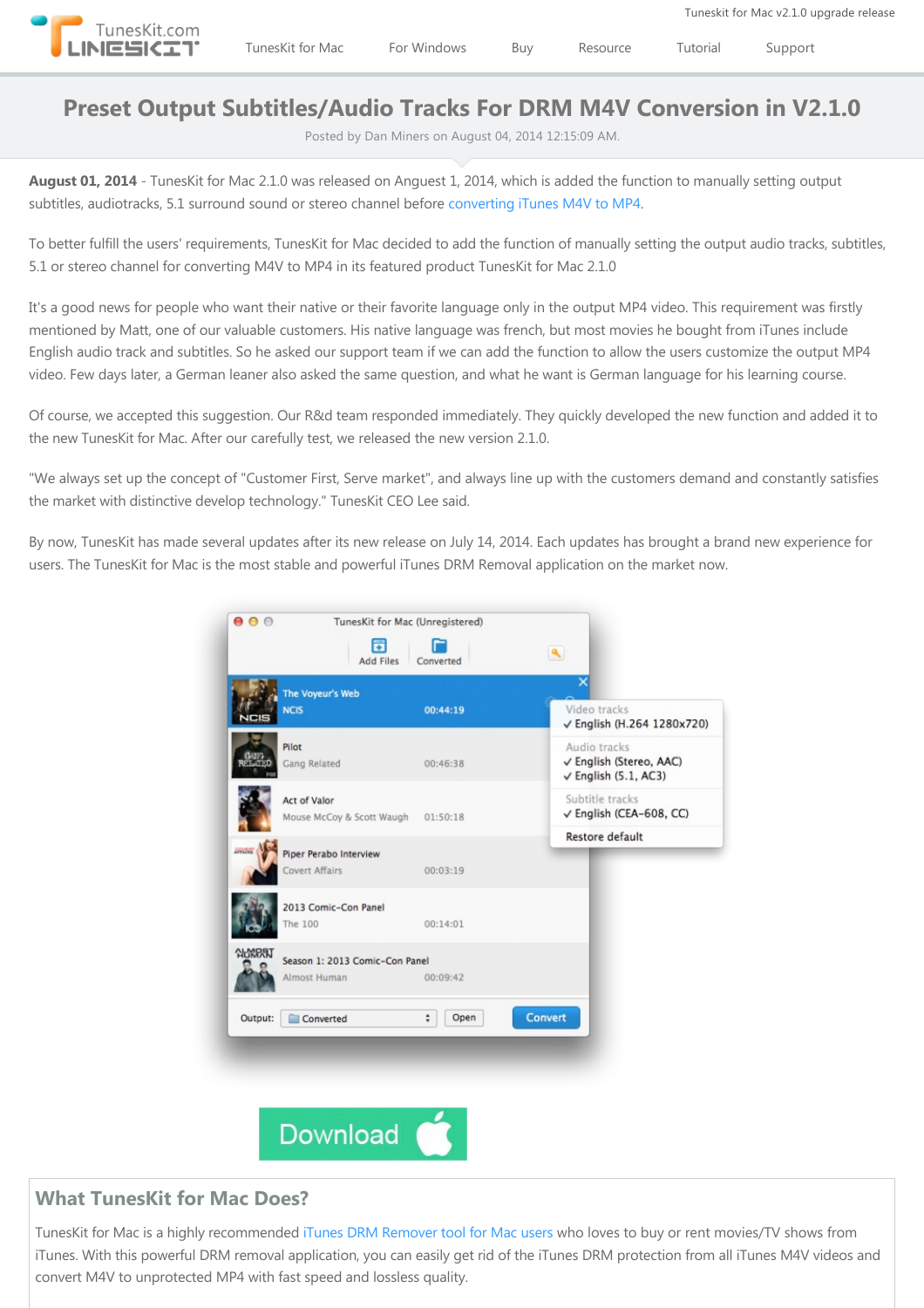# Preset Output Subtitles/Audio Tracks For DRM M4V Conversion in V2.1.0

Posted by Dan Miners on August 04, 2014 12:15:09 AM.

**August 01, 2014** - TunesKit for Mac 2.1.0 was released on Anguest 1, 2014, which is added the function to manually setting output subtitles, audiotracks, 5.1 surround sound or stereo channel before converting iTunes M4V to MP4.

To better fulfill the users' requirements, TunesKit for Mac decided to add the function of manually setting the output audio tracks, subtitles, 5.1 or stereo channel for converting M4V to MP4 in its featured product TunesKit for Mac 2.1.0

It's a good news for people who want their native or their favorite language only in the output MP4 video. This requirement was firstly mentioned by Matt, one of our valuable customers. His native language was french, but most movies he bought from iTunes include English audio track and subtitles. So he asked our support team if we can add the function to allow the users customize the output MP4 video. Few days later, a German leaner also asked the same question, and what he want is German language for his learning course.

Of course, we accepted this suggestion. Our R&d team responded immediately. They quickly developed the new function and added it to the new TunesKit for Mac. After our carefully test, we released the new version 2.1.0.

"We always set up the concept of "Customer First, Serve market", and always line up with the customers demand and constantly satisfies the market with distinctive develop technology." TunesKit CEO Lee said.

By now, TunesKit has made several updates after its new release on July 14, 2014. Each updates has brought a brand new experience for users. The TunesKit for Mac is the most stable and powerful iTunes DRM Removal application on the market now.

Download

## What TunesKit for Mac Does?

TunesKit for Mac is a highly recommended iTunes DRM Remover tool for Mac users who loves to buy or rent movies/TV shows from iTunes. With this powerful DRM removal application, you can easily get rid of the iTunes DRM protection from all iTunes M4V videos and convert M4V to unprotected MP4 with fast speed and lossless quality.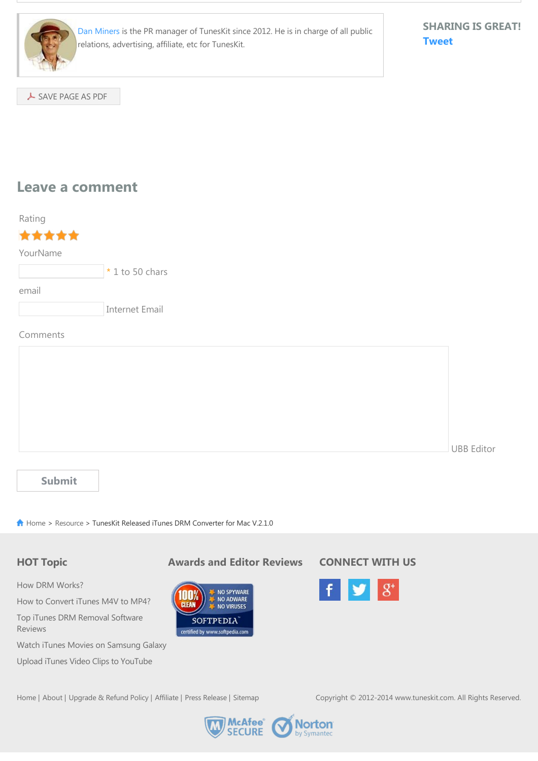Dan Miners is the PR manager of TunesKit since 2012. He is in charge of all public relations, advertising, affiliate, etc for TunesKit.

**SHARING IS GREAT!**

Tweet

SAVE PAGE AS PDF

## Leave a comment

Rating

YourName

* 1 to 50 chars

email

Internet Email

Comments

UBB Editor

Submit

Home > Resource > TunesKit Released iTunes DRM Converter for Mac V.2.1.0

### HOT Topic

How DRM Works?

How to Convert iTunes M4V to MP4?

Top iTunes DRM Removal Software Reviews

Watch iTunes Movies on Samsung Galaxy

Upload iTunes Video Clips to YouTube

### Awards and Editor Reviews

100% CLEAN
NO SPYWARE
NO ADWARE
NO VIRUSES
SOFTPEDIA
certified by www.softpedia.com

### CONNECT WITH US

Home | About | Upgrade & Refund Policy | Affiliate | Press Release | Sitemap

Copyright © 2012-2014 www.tuneskit.com. All Rights Reserved.

McAfee SECURE

Norton by Symantec